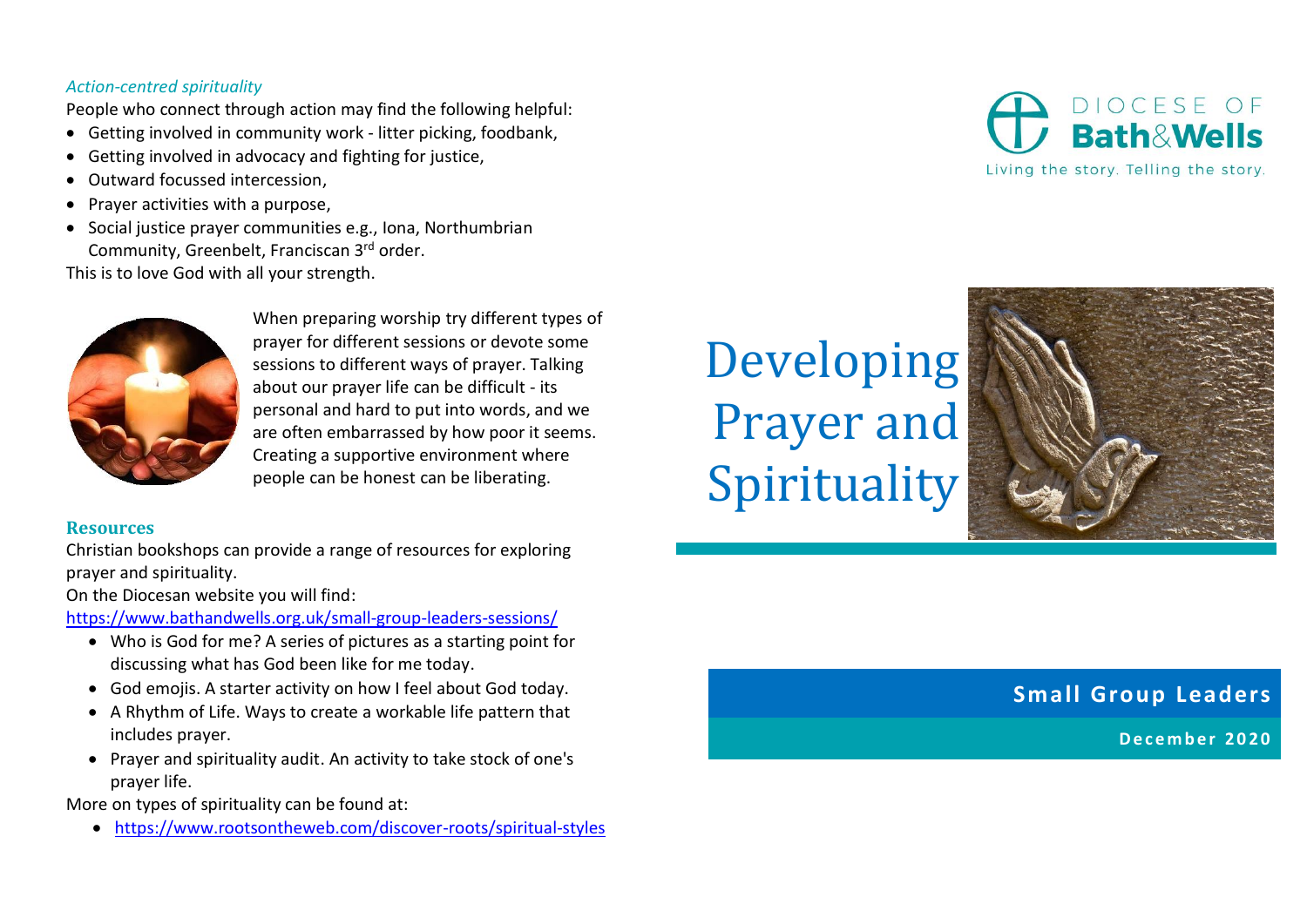*Action-centred spirituality*

People who connect through action may find the following helpful:

- Getting involved in community work - litter picking, foodbank,
- Getting involved in advocacy and fighting for justice,
- Outward focussed intercession,
- Prayer activities with a purpose,
- Social justice prayer communities e.g., Iona, Northumbrian Community, Greenbelt, Franciscan 3rd order.

This is to love God with all your strength.

When preparing worship try different types of prayer for different sessions or devote some sessions to different ways of prayer. Talking about our prayer life can be difficult - its personal and hard to put into words, and we are often embarrassed by how poor it seems. Creating a supportive environment where people can be honest can be liberating.

## Resources

Christian bookshops can provide a range of resources for exploring prayer and spirituality.

On the Diocesan website you will find:

https://www.bathandwells.org.uk/small-group-leaders-sessions/

- Who is God for me? A series of pictures as a starting point for discussing what has God been like for me today.
- God emojis. A starter activity on how I feel about God today.
- A Rhythm of Life. Ways to create a workable life pattern that includes prayer.
- Prayer and spirituality audit. An activity to take stock of one's prayer life.

More on types of spirituality can be found at:

- https://www.rootsontheweb.com/discover-roots/spiritual-styles

DIOCESE OF **Bath&Wells**

Living the story. Telling the story.

# Developing Prayer and Spirituality

**Small Group Leaders**

**December 2020**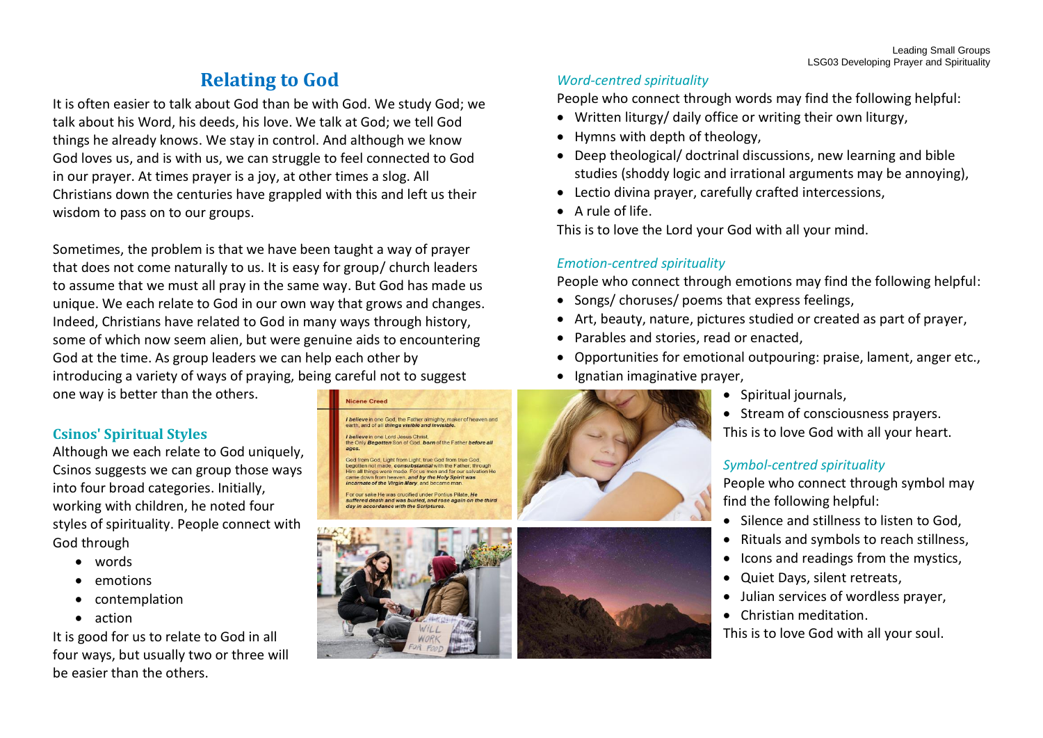# Relating to God

It is often easier to talk about God than be with God. We study God; we talk about his Word, his deeds, his love. We talk at God; we tell God things he already knows. We stay in control. And although we know God loves us, and is with us, we can struggle to feel connected to God in our prayer. At times prayer is a joy, at other times a slog. All Christians down the centuries have grappled with this and left us their wisdom to pass on to our groups.

Sometimes, the problem is that we have been taught a way of prayer that does not come naturally to us. It is easy for group/ church leaders to assume that we must all pray in the same way. But God has made us unique. We each relate to God in our own way that grows and changes. Indeed, Christians have related to God in many ways through history, some of which now seem alien, but were genuine aids to encountering God at the time. As group leaders we can help each other by introducing a variety of ways of praying, being careful not to suggest one way is better than the others.

## Csinos' Spiritual Styles

Although we each relate to God uniquely, Csinos suggests we can group those ways into four broad categories. Initially, working with children, he noted four styles of spirituality. People connect with God through

- words
- emotions
- contemplation
- action

It is good for us to relate to God in all four ways, but usually two or three will be easier than the others.

*Word-centred spirituality*

People who connect through words may find the following helpful:

- Written liturgy/ daily office or writing their own liturgy,
- Hymns with depth of theology,
- Deep theological/ doctrinal discussions, new learning and bible studies (shoddy logic and irrational arguments may be annoying),
- Lectio divina prayer, carefully crafted intercessions,
- A rule of life.

This is to love the Lord your God with all your mind.

*Emotion-centred spirituality*

People who connect through emotions may find the following helpful:

- Songs/ choruses/ poems that express feelings,
- Art, beauty, nature, pictures studied or created as part of prayer,
- Parables and stories, read or enacted,
- Opportunities for emotional outpouring: praise, lament, anger etc.,
- Ignatian imaginative prayer,
- Spiritual journals,
- Stream of consciousness prayers.

This is to love God with all your heart.

*Symbol-centred spirituality*

People who connect through symbol may find the following helpful:

- Silence and stillness to listen to God,
- Rituals and symbols to reach stillness,
- Icons and readings from the mystics,
- Quiet Days, silent retreats,
- Julian services of wordless prayer,
- Christian meditation.

This is to love God with all your soul.